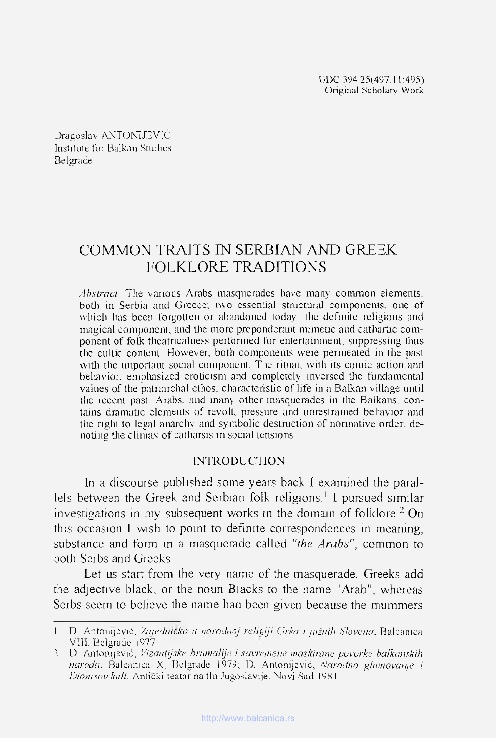UDC 394.25(497.11:495)
Original Scholary Work

Dragoslav ANTONIJEVIĆ
Institute for Balkan Studies
Belgrade

# COMMON TRAITS IN SERBIAN AND GREEK FOLKLORE TRADITIONS

*Abstract*: The various Arabs masquerades have many common elements, both in Serbia and Greece; two essential structural components, one of which has been forgotten or abandoned today, the definite religious and magical component, and the more preponderant mimetic and cathartic component of folk theatricalness performed for entertainment, suppressing thus the cultic content. However, both components were permeated in the past with the important social component. The ritual, with its comic action and behavior, emphasized eroticism and completely inversed the fundamental values of the patriarchal ethos, characteristic of life in a Balkan village until the recent past. Arabs, and many other masquerades in the Balkans, contains dramatic elements of revolt, pressure and unrestrained behavior and the right to legal anarchy and symbolic destruction of normative order, denoting the climax of catharsis in social tensions.

## INTRODUCTION

In a discourse published some years back I examined the parallels between the Greek and Serbian folk religions.[1] I pursued similar investigations in my subsequent works in the domain of folklore.[2] On this occasion I wish to point to definite correspondences in meaning, substance and form in a masquerade called *"the Arabs"*, common to both Serbs and Greeks.

Let us start from the very name of the masquerade. Greeks add the adjective black, or the noun Blacks to the name "Arab", whereas Serbs seem to believe the name had been given because the mummers

---

1 D. Antonijević, *Zajedničko u narodnoj religiji Grka i južnih Slovena*, Balcanica VIII, Belgrade 1977.

2 D. Antonijević, *Vizantijske brumalije i savremene maskirane povorke balkanskih naroda*, Balcanica X, Belgrade 1979; D. Antonijević, *Narodno glumovanje i Dionisov kult*. Antički teatar na tlu Jugoslavije, Novi Sad 1981.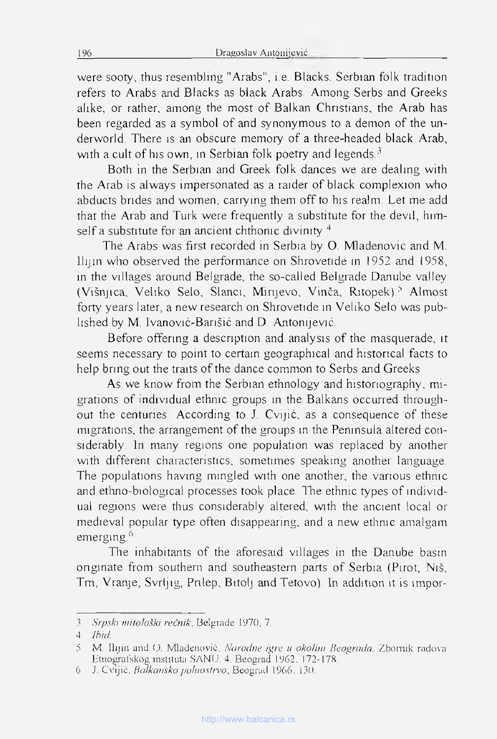were sooty, thus resembling "Arabs", i.e. Blacks. Serbian folk tradition refers to Arabs and Blacks as black Arabs. Among Serbs and Greeks alike, or rather, among the most of Balkan Christians, the Arab has been regarded as a symbol of and synonymous to a demon of the underworld. There is an obscure memory of a three-headed black Arab, with a cult of his own, in Serbian folk poetry and legends.[3]

Both in the Serbian and Greek folk dances we are dealing with the Arab is always impersonated as a raider of black complexion who abducts brides and women, carrying them off to his realm. Let me add that the Arab and Turk were frequently a substitute for the devil, himself a substitute for an ancient chthonic divinity.[4]

The Arabs was first recorded in Serbia by O. Mladenović and M. Ilijin who observed the performance on Shrovetide in 1952 and 1958, in the villages around Belgrade, the so-called Belgrade Danube valley (Višnjica, Veliko Selo, Slanci, Mirijevo, Vinča, Ritopek).[5] Almost forty years later, a new research on Shrovetide in Veliko Selo was published by M. Ivanović-Barišić and D. Antonijević.

Before offering a description and analysis of the masquerade, it seems necessary to point to certain geographical and historical facts to help bring out the traits of the dance common to Serbs and Greeks.

As we know from the Serbian ethnology and historiography, migrations of individual ethnic groups in the Balkans occurred throughout the centuries. According to J. Cvijić, as a consequence of these migrations, the arrangement of the groups in the Peninsula altered considerably. In many regions one population was replaced by another with different characteristics, sometimes speaking another language. The populations having mingled with one another, the various ethnic and ethno-biological processes took place. The ethnic types of individual regions were thus considerably altered, with the ancient local or medieval popular type often disappearing, and a new ethnic amalgam emerging.[6]

The inhabitants of the aforesaid villages in the Danube basin originate from southern and southeastern parts of Serbia (Pirot, Niš, Trn, Vranje, Svrljig, Prilep, Bitolj and Tetovo). In addition it is impor-

---

3 *Srpski mitološki rečnik*, Belgrade 1970, 7.

4 *Ibid.*

5 M. Ilijin and O. Mladenović, *Narodne igre u okolini Beograda*, Zbornik radova Etnografskog instituta SANU, 4, Beograd 1962, 172-178.

6 J. Cvijić, *Balkansko poluostrvo*, Beograd 1966, 130.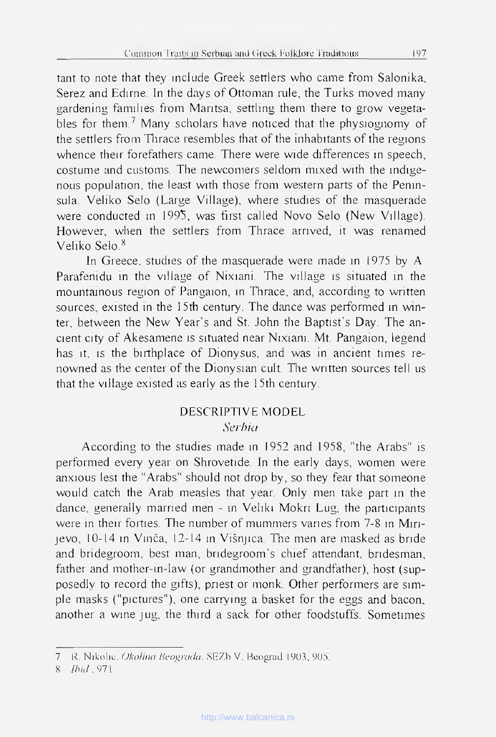tant to note that they include Greek settlers who came from Salonika, Serez and Edirne. In the days of Ottoman rule, the Turks moved many gardening families from Maritsa, settling them there to grow vegetables for them.[7] Many scholars have noticed that the physiognomy of the settlers from Thrace resembles that of the inhabitants of the regions whence their forefathers came. There were wide differences in speech, costume and customs. The newcomers seldom mixed with the indigenous population, the least with those from western parts of the Peninsula. Veliko Selo (Large Village), where studies of the masquerade were conducted in 1995, was first called Novo Selo (New Village). However, when the settlers from Thrace arrived, it was renamed Veliko Selo.[8]

In Greece, studies of the masquerade were made in 1975 by A. Parafenidu in the village of Nixiani. The village is situated in the mountainous region of Pangaion, in Thrace, and, according to written sources, existed in the 15th century. The dance was performed in winter, between the New Year's and St. John the Baptist's Day. The ancient city of Akesamene is situated near Nixiani. Mt. Pangaion, legend has it, is the birthplace of Dionysus, and was in ancient times renowned as the center of the Dionysian cult. The written sources tell us that the village existed as early as the 15th century.

## DESCRIPTIVE MODEL

### *Serbia*

According to the studies made in 1952 and 1958, "the Arabs" is performed every year on Shrovetide. In the early days, women were anxious lest the "Arabs" should not drop by, so they fear that someone would catch the Arab measles that year. Only men take part in the dance, generally married men - in Veliki Mokri Lug, the participants were in their forties. The number of mummers varies from 7-8 in Mirijevo, 10-14 in Vinča, 12-14 in Višnjica. The men are masked as bride and bridegroom, best man, bridegroom's chief attendant, bridesman, father and mother-in-law (or grandmother and grandfather), host (supposedly to record the gifts), priest or monk. Other performers are simple masks ("pictures"), one carrying a basket for the eggs and bacon, another a wine jug, the third a sack for other foodstuffs. Sometimes

---

7 R. Nikolić, *Okolina Beograda*, SEZb V, Beograd 1903, 905.

8 *Ibid.*, 971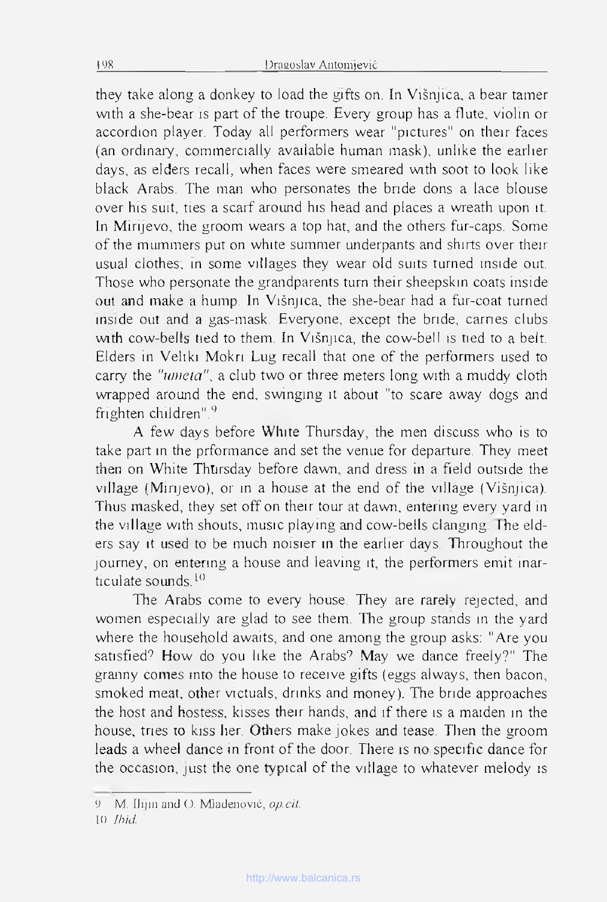they take along a donkey to load the gifts on. In Višnjica, a bear tamer with a she-bear is part of the troupe. Every group has a flute, violin or accordion player. Today all performers wear "pictures" on their faces (an ordinary, commercially available human mask), unlike the earlier days, as elders recall, when faces were smeared with soot to look like black Arabs. The man who personates the bride dons a lace blouse over his suit, ties a scarf around his head and places a wreath upon it. In Mirijevo, the groom wears a top hat, and the others fur-caps. Some of the mummers put on white summer underpants and shirts over their usual clothes; in some villages they wear old suits turned inside out. Those who personate the grandparents turn their sheepskin coats inside out and make a hump. In Višnjica, the she-bear had a fur-coat turned inside out and a gas-mask. Everyone, except the bride, carries clubs with cow-bells tied to them. In Višnjica, the cow-bell is tied to a belt. Elders in Veliki Mokri Lug recall that one of the performers used to carry the *"umeta"*, a club two or three meters long with a muddy cloth wrapped around the end, swinging it about "to scare away dogs and frighten children".[9]

A few days before White Thursday, the men discuss who is to take part in the prformance and set the venue for departure. They meet then on White Thursday before dawn, and dress in a field outside the village (Mirijevo), or in a house at the end of the village (Višnjica). Thus masked, they set off on their tour at dawn, entering every yard in the village with shouts, music playing and cow-bells clanging. The elders say it used to be much noisier in the earlier days. Throughout the journey, on entering a house and leaving it, the performers emit inarticulate sounds.[10]

The Arabs come to every house. They are rarely rejected, and women especially are glad to see them. The group stands in the yard where the household awaits, and one among the group asks: "Are you satisfied? How do you like the Arabs? May we dance freely?" The granny comes into the house to receive gifts (eggs always, then bacon, smoked meat, other victuals, drinks and money). The bride approaches the host and hostess, kisses their hands, and if there is a maiden in the house, tries to kiss her. Others make jokes and tease. Then the groom leads a wheel dance in front of the door. There is no specific dance for the occasion, just the one typical of the village to whatever melody is

---

9 M. Ilijin and O. Mladenović, *op.cit.*

10 *Ibid.*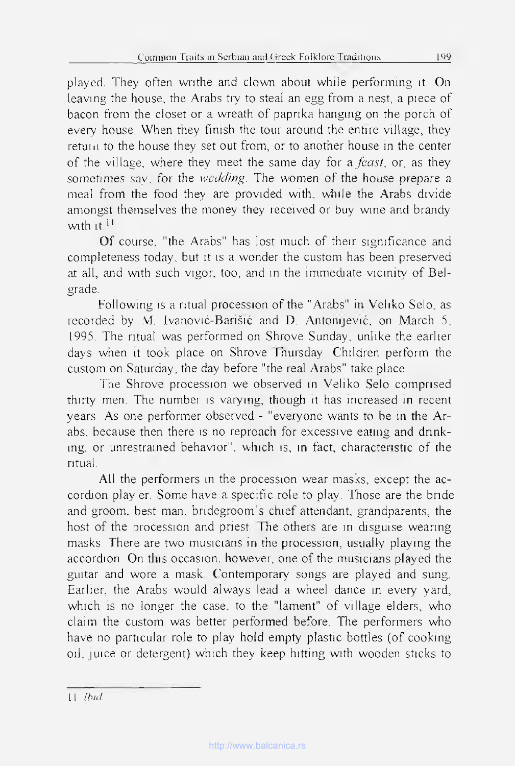played. They often writhe and clown about while performing it. On leaving the house, the Arabs try to steal an egg from a nest, a piece of bacon from the closet or a wreath of paprika hanging on the porch of every house. When they finish the tour around the entire village, they return to the house they set out from, or to another house in the center of the village, where they meet the same day for a *feast*, or, as they sometimes say, for the *wedding*. The women of the house prepare a meal from the food they are provided with, while the Arabs divide amongst themselves the money they received or buy wine and brandy with it.[11]

Of course, "the Arabs" has lost much of their significance and completeness today, but it is a wonder the custom has been preserved at all, and with such vigor, too, and in the immediate vicinity of Belgrade.

Following is a ritual procession of the "Arabs" in Veliko Selo, as recorded by M. Ivanović-Barišić and D. Antonijević, on March 5, 1995. The ritual was performed on Shrove Sunday, unlike the earlier days when it took place on Shrove Thursday. Children perform the custom on Saturday, the day before "the real Arabs" take place.

The Shrove procession we observed in Veliko Selo comprised thirty men. The number is varying, though it has increased in recent years. As one performer observed - "everyone wants to be in the Arabs, because then there is no reproach for excessive eating and drinking, or unrestrained behavior", which is, in fact, characteristic of the ritual.

All the performers in the procession wear masks, except the accordion play er. Some have a specific role to play. Those are the bride and groom, best man, bridegroom's chief attendant, grandparents, the host of the procession and priest. The others are in disguise wearing masks. There are two musicians in the procession, usually playing the accordion. On this occasion, however, one of the musicians played the guitar and wore a mask. Contemporary songs are played and sung. Earlier, the Arabs would always lead a wheel dance in every yard, which is no longer the case, to the "lament" of village elders, who claim the custom was better performed before. The performers who have no particular role to play hold empty plastic bottles (of cooking oil, juice or detergent) which they keep hitting with wooden sticks to

---

11 *Ibid.*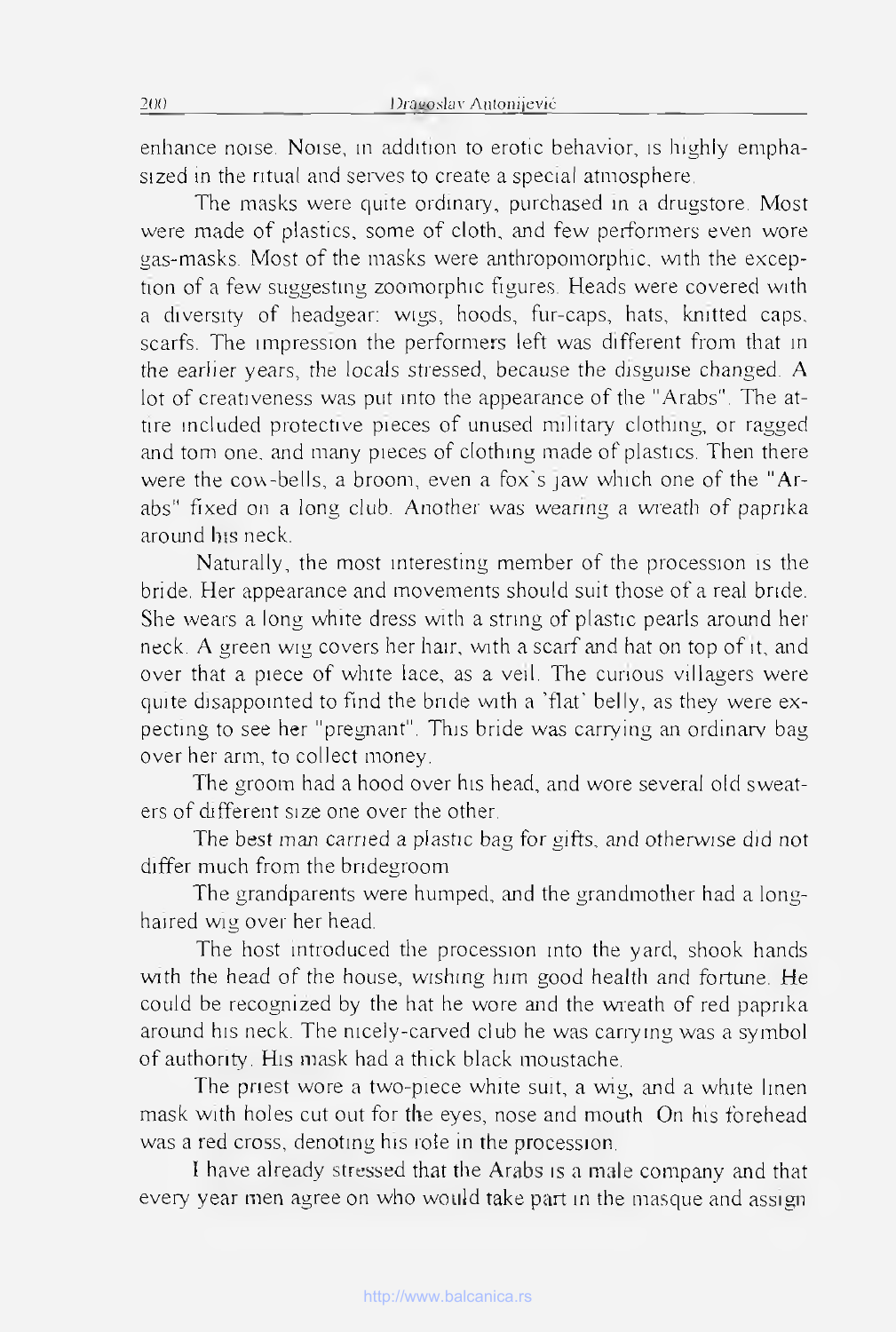enhance noise. Noise, in addition to erotic behavior, is highly emphasized in the ritual and serves to create a special atmosphere.

The masks were quite ordinary, purchased in a drugstore. Most were made of plastics, some of cloth, and few performers even wore gas-masks. Most of the masks were anthropomorphic, with the exception of a few suggesting zoomorphic figures. Heads were covered with a diversity of headgear: wigs, hoods, fur-caps, hats, knitted caps, scarfs. The impression the performers left was different from that in the earlier years, the locals stressed, because the disguise changed. A lot of creativeness was put into the appearance of the "Arabs". The attire included protective pieces of unused military clothing, or ragged and torn one, and many pieces of clothing made of plastics. Then there were the cow-bells, a broom, even a fox's jaw which one of the "Arabs" fixed on a long club. Another was wearing a wreath of paprika around his neck.

Naturally, the most interesting member of the procession is the bride. Her appearance and movements should suit those of a real bride. She wears a long white dress with a string of plastic pearls around her neck. A green wig covers her hair, with a scarf and hat on top of it, and over that a piece of white lace, as a veil. The curious villagers were quite disappointed to find the bride with a 'flat' belly, as they were expecting to see her "pregnant". This bride was carrying an ordinary bag over her arm, to collect money.

The groom had a hood over his head, and wore several old sweaters of different size one over the other.

The best man carried a plastic bag for gifts, and otherwise did not differ much from the bridegroom.

The grandparents were humped, and the grandmother had a long-haired wig over her head.

The host introduced the procession into the yard, shook hands with the head of the house, wishing him good health and fortune. He could be recognized by the hat he wore and the wreath of red paprika around his neck. The nicely-carved club he was carrying was a symbol of authority. His mask had a thick black moustache.

The priest wore a two-piece white suit, a wig, and a white linen mask with holes cut out for the eyes, nose and mouth. On his forehead was a red cross, denoting his role in the procession.

I have already stressed that the Arabs is a male company and that every year men agree on who would take part in the masque and assign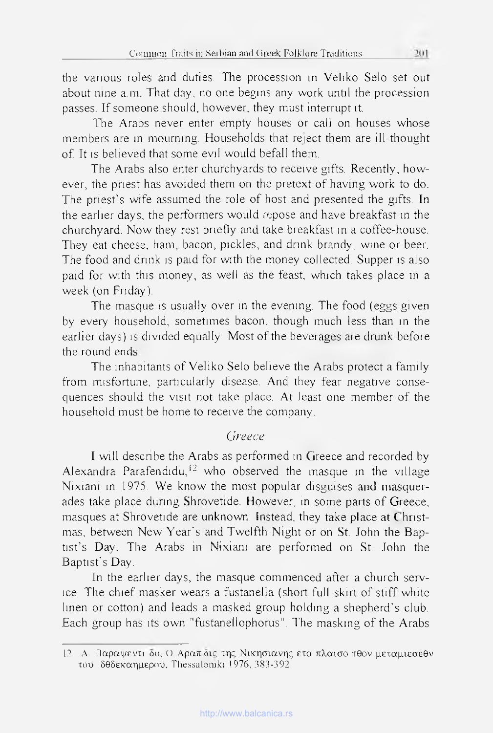the various roles and duties. The procession in Veliko Selo set out about nine a.m. That day, no one begins any work until the procession passes. If someone should, however, they must interrupt it.

The Arabs never enter empty houses or call on houses whose members are in mourning. Households that reject them are ill-thought of. It is believed that some evil would befall them.

The Arabs also enter churchyards to receive gifts. Recently, however, the priest has avoided them on the pretext of having work to do. The priest's wife assumed the role of host and presented the gifts. In the earlier days, the performers would repose and have breakfast in the churchyard. Now they rest briefly and take breakfast in a coffee-house. They eat cheese, ham, bacon, pickles, and drink brandy, wine or beer. The food and drink is paid for with the money collected. Supper is also paid for with this money, as well as the feast, which takes place in a week (on Friday).

The masque is usually over in the evening. The food (eggs given by every household, sometimes bacon, though much less than in the earlier days) is divided equally. Most of the beverages are drunk before the round ends.

The inhabitants of Veliko Selo believe the Arabs protect a family from misfortune, particularly disease. And they fear negative consequences should the visit not take place. At least one member of the household must be home to receive the company.

### *Greece*

I will describe the Arabs as performed in Greece and recorded by Alexandra Parafendidu,[12] who observed the masque in the village Nixiani in 1975. We know the most popular disguises and masquerades take place during Shrovetide. However, in some parts of Greece, masques at Shrovetide are unknown. Instead, they take place at Christmas, between New Year's and Twelfth Night or on St. John the Baptist's Day. The Arabs in Nixiani are performed on St. John the Baptist's Day.

In the earlier days, the masque commenced after a church service. The chief masker wears a fustanella (short full skirt of stiff white linen or cotton) and leads a masked group holding a shepherd's club. Each group has its own "fustanellophorus". The masking of the Arabs

---

12 Α. Παραψεντι δυ, Ο Αραπ δις της Νικησιανης ετο πλαισο τθον μεταμιεσεθν του δθδεκαημερου, Thessaloniki 1976, 383-392.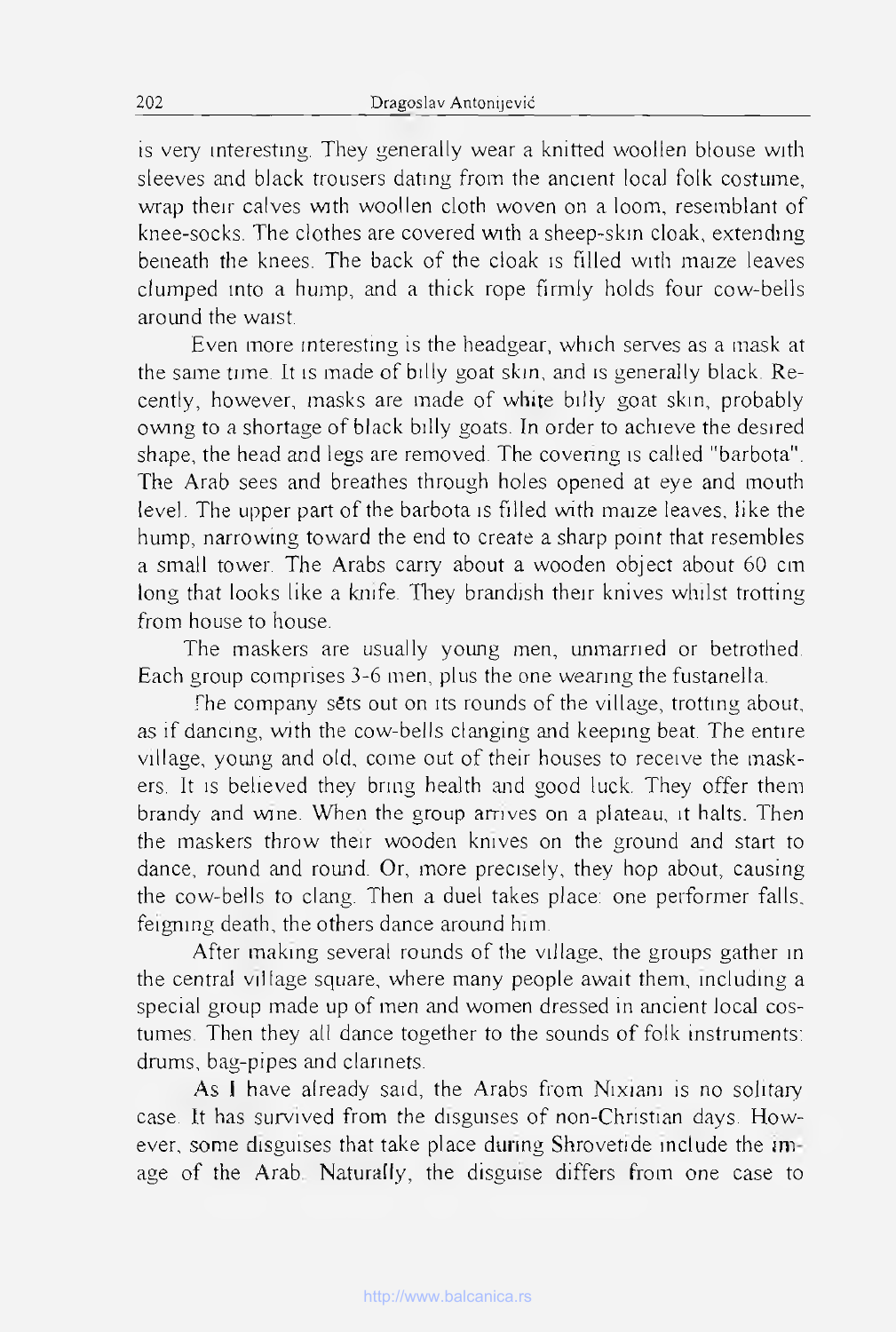is very interesting. They generally wear a knitted woollen blouse with sleeves and black trousers dating from the ancient local folk costume, wrap their calves with woollen cloth woven on a loom, resemblant of knee-socks. The clothes are covered with a sheep-skin cloak, extending beneath the knees. The back of the cloak is filled with maize leaves clumped into a hump, and a thick rope firmly holds four cow-bells around the waist.

Even more interesting is the headgear, which serves as a mask at the same time. It is made of billy goat skin, and is generally black. Recently, however, masks are made of white billy goat skin, probably owing to a shortage of black billy goats. In order to achieve the desired shape, the head and legs are removed. The covering is called "barbota". The Arab sees and breathes through holes opened at eye and mouth level. The upper part of the barbota is filled with maize leaves, like the hump, narrowing toward the end to create a sharp point that resembles a small tower. The Arabs carry about a wooden object about 60 cm long that looks like a knife. They brandish their knives whilst trotting from house to house.

The maskers are usually young men, unmarried or betrothed. Each group comprises 3-6 men, plus the one wearing the fustanella.

The company sets out on its rounds of the village, trotting about, as if dancing, with the cow-bells clanging and keeping beat. The entire village, young and old, come out of their houses to receive the maskers. It is believed they bring health and good luck. They offer them brandy and wine. When the group arrives on a plateau, it halts. Then the maskers throw their wooden knives on the ground and start to dance, round and round. Or, more precisely, they hop about, causing the cow-bells to clang. Then a duel takes place: one performer falls, feigning death, the others dance around him.

After making several rounds of the village, the groups gather in the central village square, where many people await them, including a special group made up of men and women dressed in ancient local costumes. Then they all dance together to the sounds of folk instruments: drums, bag-pipes and clarinets.

As I have already said, the Arabs from Nixiani is no solitary case. It has survived from the disguises of non-Christian days. However, some disguises that take place during Shrovetide include the image of the Arab. Naturally, the disguise differs from one case to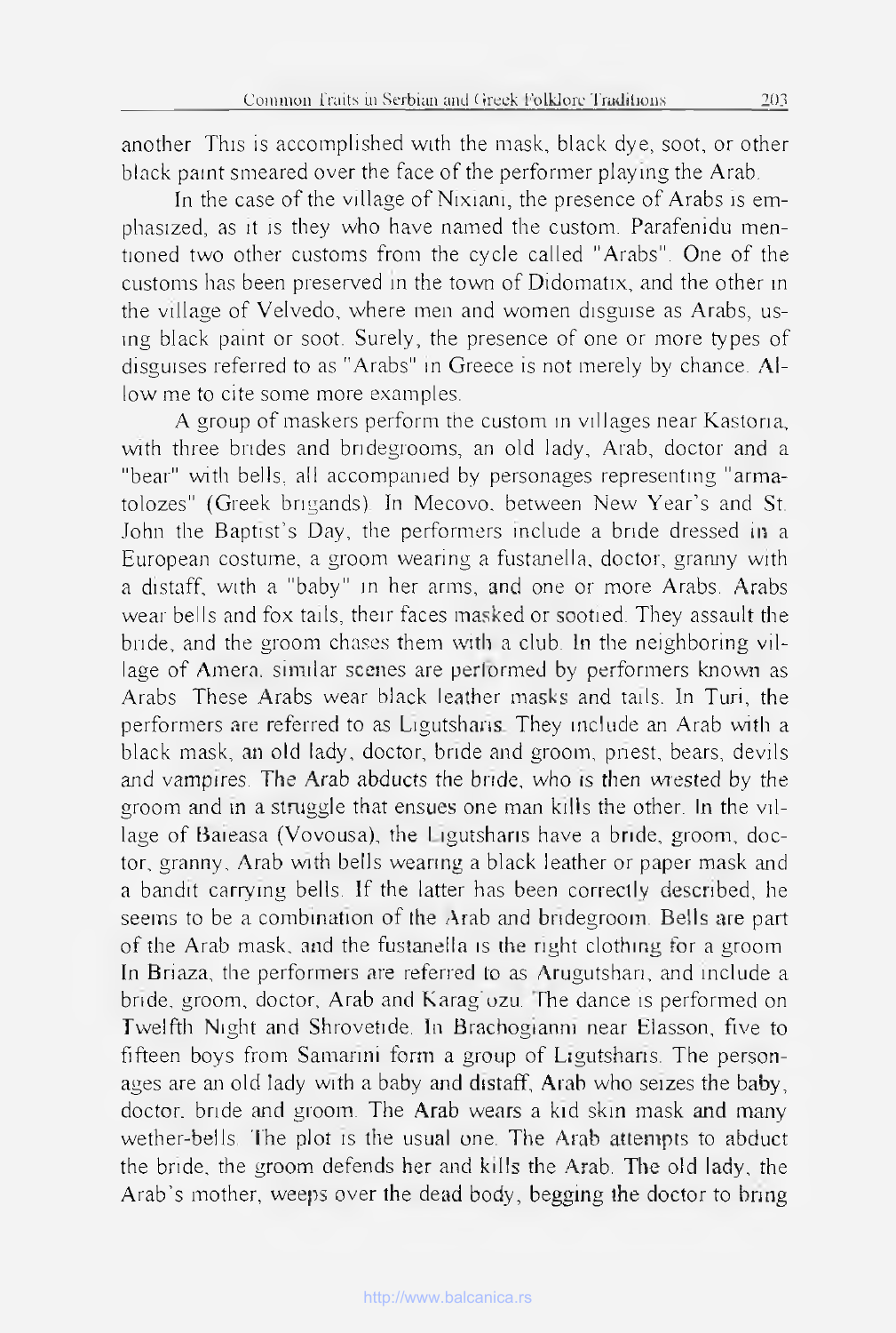another. This is accomplished with the mask, black dye, soot, or other black paint smeared over the face of the performer playing the Arab.

In the case of the village of Nixiani, the presence of Arabs is emphasized, as it is they who have named the custom. Parafenidu mentioned two other customs from the cycle called "Arabs". One of the customs has been preserved in the town of Didomatix, and the other in the village of Velvedo, where men and women disguise as Arabs, using black paint or soot. Surely, the presence of one or more types of disguises referred to as "Arabs" in Greece is not merely by chance. Allow me to cite some more examples.

A group of maskers perform the custom in villages near Kastoria, with three brides and bridegrooms, an old lady, Arab, doctor and a "bear" with bells, all accompanied by personages representing "armatolozes" (Greek brigands). In Mecovo, between New Year's and St. John the Baptist's Day, the performers include a bride dressed in a European costume, a groom wearing a fustanella, doctor, granny with a distaff, with a "baby" in her arms, and one or more Arabs. Arabs wear bells and fox tails, their faces masked or sootied. They assault the bride, and the groom chases them with a club. In the neighboring village of Amera, similar scenes are performed by performers known as Arabs. These Arabs wear black leather masks and tails. In Turi, the performers are referred to as Ligutsharis. They include an Arab with a black mask, an old lady, doctor, bride and groom, priest, bears, devils and vampires. The Arab abducts the bride, who is then wrested by the groom and in a struggle that ensues one man kills the other. In the village of Baieasa (Vovousa), the Ligutsharis have a bride, groom, doctor, granny, Arab with bells wearing a black leather or paper mask and a bandit carrying bells. If the latter has been correctly described, he seems to be a combination of the Arab and bridegroom. Bells are part of the Arab mask, and the fustanella is the right clothing for a groom. In Briaza, the performers are referred to as Arugutshari, and include a bride, groom, doctor, Arab and Karag'ozu. The dance is performed on Twelfth Night and Shrovetide. In Brachogianni near Elasson, five to fifteen boys from Samarini form a group of Ligutsharis. The personages are an old lady with a baby and distaff, Arab who seizes the baby, doctor, bride and groom. The Arab wears a kid skin mask and many wether-bells. The plot is the usual one. The Arab attempts to abduct the bride, the groom defends her and kills the Arab. The old lady, the Arab's mother, weeps over the dead body, begging the doctor to bring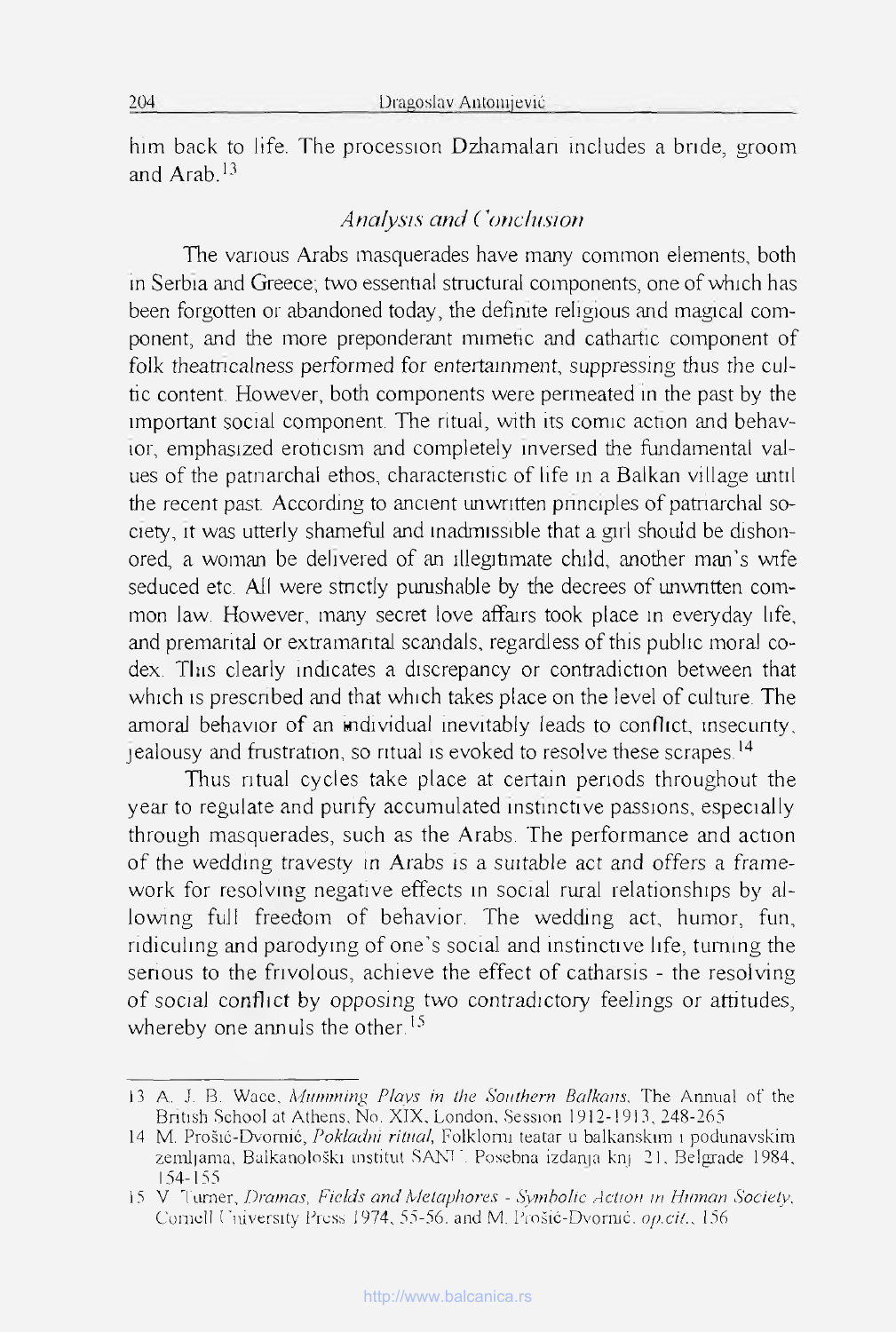him back to life. The procession Dzhamalari includes a bride, groom and Arab.[13]

## *Analysis and Conclusion*

The various Arabs masquerades have many common elements, both in Serbia and Greece; two essential structural components, one of which has been forgotten or abandoned today, the definite religious and magical component, and the more preponderant mimetic and cathartic component of folk theatricalness performed for entertainment, suppressing thus the cultic content. However, both components were permeated in the past by the important social component. The ritual, with its comic action and behavior, emphasized eroticism and completely inversed the fundamental values of the patriarchal ethos, characteristic of life in a Balkan village until the recent past. According to ancient unwritten principles of patriarchal society, it was utterly shameful and inadmissible that a girl should be dishonored, a woman be delivered of an illegitimate child, another man's wife seduced etc. All were strictly punishable by the decrees of unwritten common law. However, many secret love affairs took place in everyday life, and premarital or extramarital scandals, regardless of this public moral codex. This clearly indicates a discrepancy or contradiction between that which is prescribed and that which takes place on the level of culture. The amoral behavior of an individual inevitably leads to conflict, insecurity, jealousy and frustration, so ritual is evoked to resolve these scrapes.[14]

Thus ritual cycles take place at certain periods throughout the year to regulate and purify accumulated instinctive passions, especially through masquerades, such as the Arabs. The performance and action of the wedding travesty in Arabs is a suitable act and offers a framework for resolving negative effects in social rural relationships by allowing full freedom of behavior. The wedding act, humor, fun, ridiculing and parodying of one's social and instinctive life, turning the serious to the frivolous, achieve the effect of catharsis - the resolving of social conflict by opposing two contradictory feelings or attitudes, whereby one annuls the other.[15]

---

13 A. J. B. Wace, *Mumming Plays in the Southern Balkans*. The Annual of the British School at Athens, No. XIX, London, Session 1912-1913, 248-265

14 M. Prošić-Dvornić, *Pokladni ritual*, Folklorni teatar u balkanskim i podunavskim zemljama, Balkanološki institut SANU, Posebna izdanja knj. 21, Belgrade 1984, 154-155

15 V. Turner, *Dramas, Fields and Metaphores - Symbolic Action in Human Society*, Cornell University Press 1974, 55-56. and M. Prošić-Dvornić. *op.cit.*, 156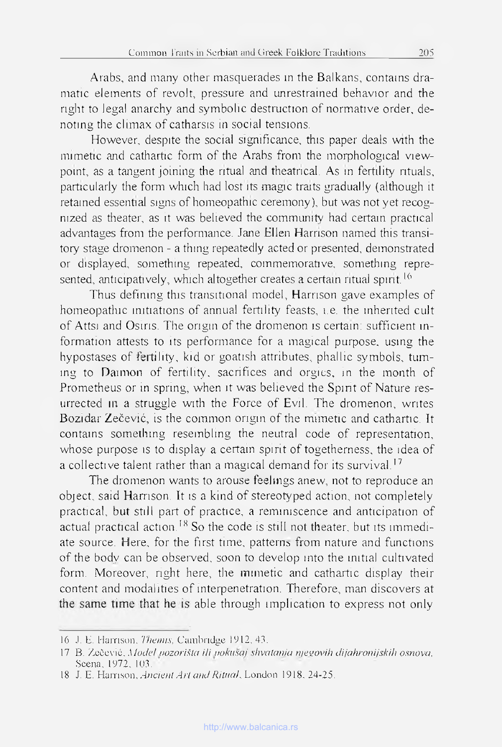Arabs, and many other masquerades in the Balkans, contains dramatic elements of revolt, pressure and unrestrained behavior and the right to legal anarchy and symbolic destruction of normative order, denoting the climax of catharsis in social tensions.

However, despite the social significance, this paper deals with the mimetic and cathartic form of the Arabs from the morphological viewpoint, as a tangent joining the ritual and theatrical. As in fertility rituals, particularly the form which had lost its magic traits gradually (although it retained essential signs of homeopathic ceremony), but was not yet recognized as theater, as it was believed the community had certain practical advantages from the performance. Jane Ellen Harrison named this transitory stage dromenon - a thing repeatedly acted or presented, demonstrated or displayed, something repeated, commemorative, something represented, anticipatively, which altogether creates a certain ritual spirit.[16]

Thus defining this transitional model, Harrison gave examples of homeopathic imitations of annual fertility feasts, i.e. the inherited cult of Attsi and Osiris. The origin of the dromenon is certain: sufficient information attests to its performance for a magical purpose, using the hypostases of fertility, kid or goatish attributes, phallic symbols, turning to Daimon of fertility, sacrifices and orgies, in the month of Prometheus or in spring, when it was believed the Spirit of Nature resurrected in a struggle with the Force of Evil. The dromenon, writes Bozidar Zečević, is the common origin of the mimetic and cathartic. It contains something resembling the neutral code of representation, whose purpose is to display a certain spirit of togetherness, the idea of a collective talent rather than a magical demand for its survival.[17]

The dromenon wants to arouse feelings anew, not to reproduce an object, said Harrison. It is a kind of stereotyped action, not completely practical, but still part of practice, a reminiscence and anticipation of actual practical action.[18] So the code is still not theater, but its immediate source. Here, for the first time, patterns from nature and functions of the body can be observed, soon to develop into the initial cultivated form. Moreover, right here, the mimetic and cathartic display their content and modalities of interpenetration. Therefore, man discovers at the same time that he is able through implication to express not only

---

16 J. E. Harrison, *Themis*, Cambridge 1912, 43.

17 B. Zečević, *Model pozorišta ili pokušaj shvatanja njegovih dijahronijskih osnova*, Scena, 1972, 103.

18 J. E. Harrison, *Ancient Art and Ritual*, London 1918, 24-25.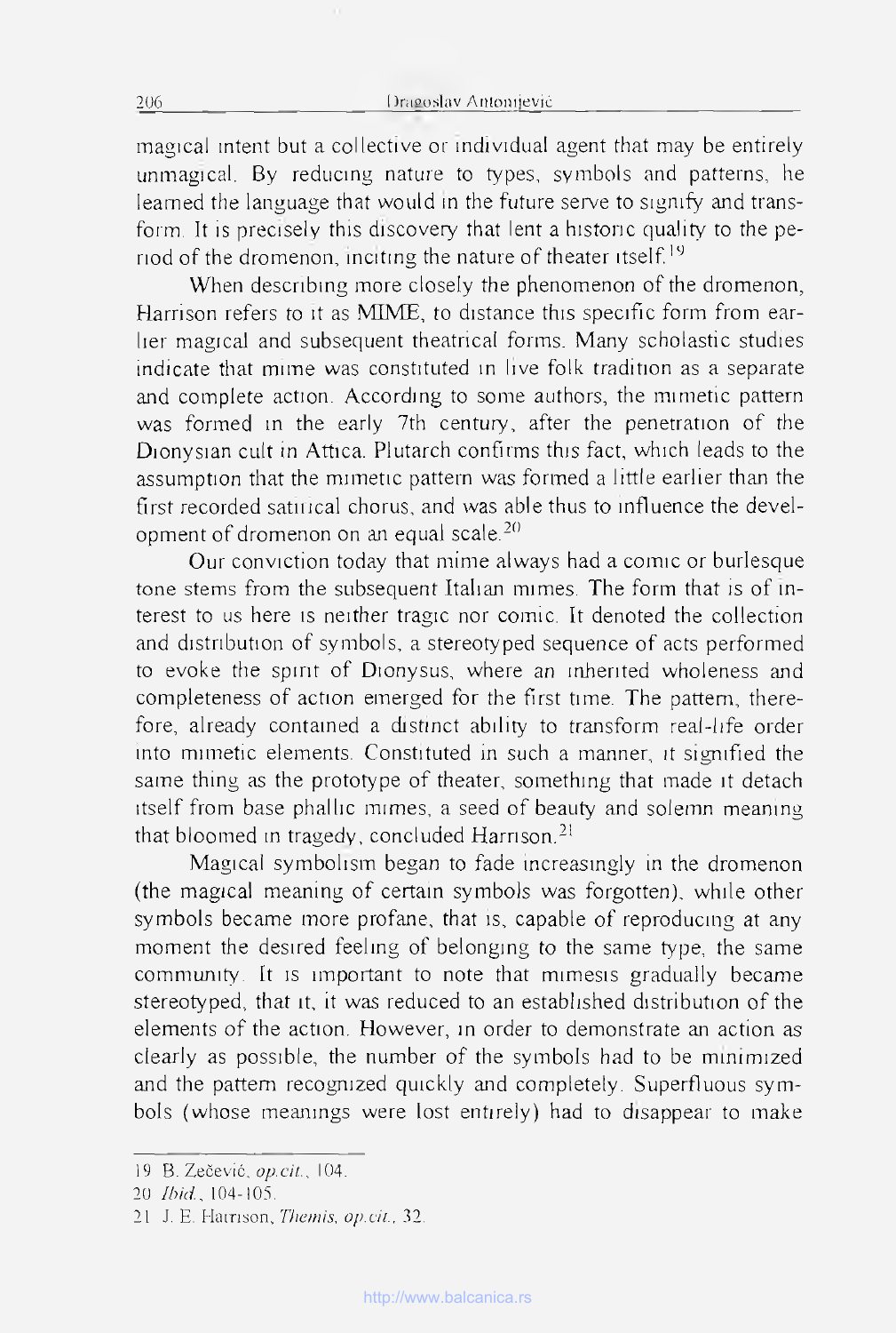magical intent but a collective or individual agent that may be entirely unmagical. By reducing nature to types, symbols and patterns, he learned the language that would in the future serve to signify and transform. It is precisely this discovery that lent a historic quality to the period of the dromenon, inciting the nature of theater itself.[19]

When describing more closely the phenomenon of the dromenon, Harrison refers to it as MIME, to distance this specific form from earlier magical and subsequent theatrical forms. Many scholastic studies indicate that mime was constituted in live folk tradition as a separate and complete action. According to some authors, the mimetic pattern was formed in the early 7th century, after the penetration of the Dionysian cult in Attica. Plutarch confirms this fact, which leads to the assumption that the mimetic pattern was formed a little earlier than the first recorded satirical chorus, and was able thus to influence the development of dromenon on an equal scale.[20]

Our conviction today that mime always had a comic or burlesque tone stems from the subsequent Italian mimes. The form that is of interest to us here is neither tragic nor comic. It denoted the collection and distribution of symbols, a stereotyped sequence of acts performed to evoke the spirit of Dionysus, where an inherited wholeness and completeness of action emerged for the first time. The pattern, therefore, already contained a distinct ability to transform real-life order into mimetic elements. Constituted in such a manner, it signified the same thing as the prototype of theater, something that made it detach itself from base phallic mimes, a seed of beauty and solemn meaning that bloomed in tragedy, concluded Harrison.[21]

Magical symbolism began to fade increasingly in the dromenon (the magical meaning of certain symbols was forgotten), while other symbols became more profane, that is, capable of reproducing at any moment the desired feeling of belonging to the same type, the same community. It is important to note that mimesis gradually became stereotyped, that it, it was reduced to an established distribution of the elements of the action. However, in order to demonstrate an action as clearly as possible, the number of the symbols had to be minimized and the pattern recognized quickly and completely. Superfluous symbols (whose meanings were lost entirely) had to disappear to make

---

19 B. Zečević, *op.cit.*, 104.

20 *Ibid.*, 104-105.

21 J. E. Harrison, *Themis, op.cit.*, 32.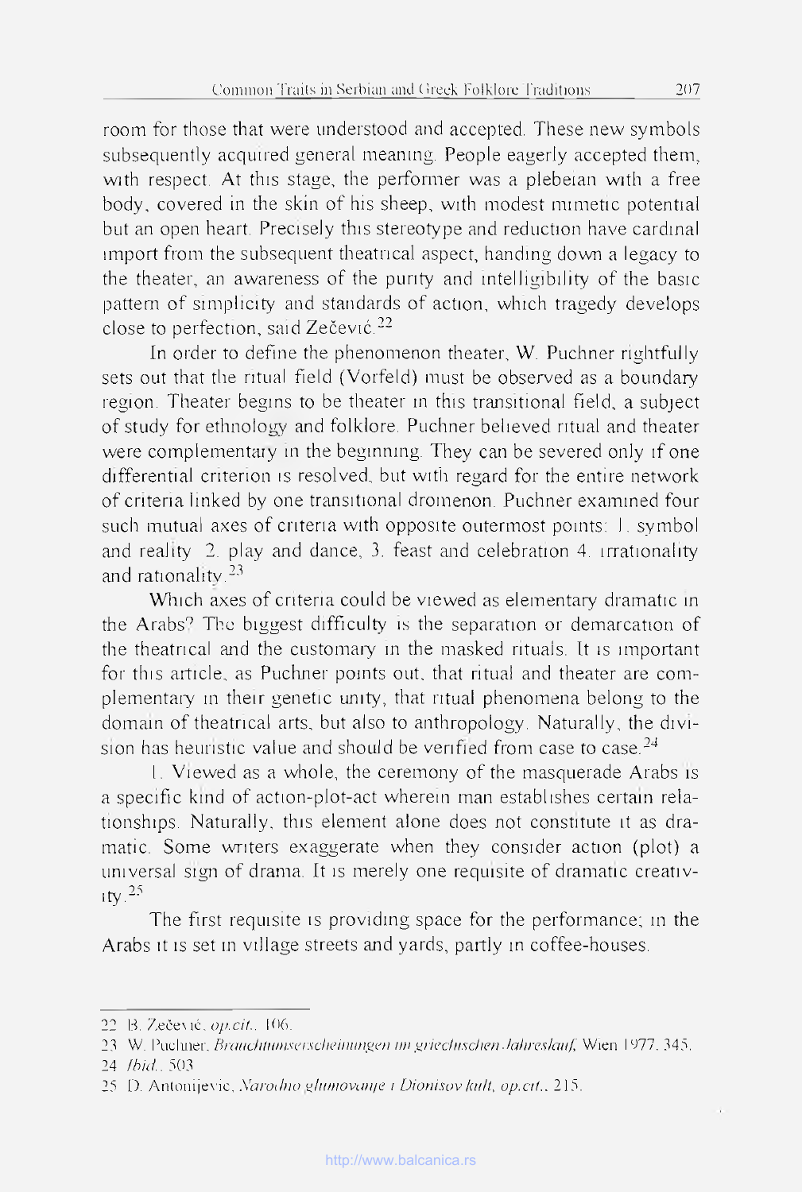room for those that were understood and accepted. These new symbols subsequently acquired general meaning. People eagerly accepted them, with respect. At this stage, the performer was a plebeian with a free body, covered in the skin of his sheep, with modest mimetic potential but an open heart. Precisely this stereotype and reduction have cardinal import from the subsequent theatrical aspect, handing down a legacy to the theater, an awareness of the purity and intelligibility of the basic pattern of simplicity and standards of action, which tragedy develops close to perfection, said Zečević.[22]

In order to define the phenomenon theater, W. Puchner rightfully sets out that the ritual field (Vorfeld) must be observed as a boundary region. Theater begins to be theater in this transitional field, a subject of study for ethnology and folklore. Puchner believed ritual and theater were complementary in the beginning. They can be severed only if one differential criterion is resolved, but with regard for the entire network of criteria linked by one transitional dromenon. Puchner examined four such mutual axes of criteria with opposite outermost points: 1. symbol and reality 2. play and dance, 3. feast and celebration 4. irrationality and rationality.[23]

Which axes of criteria could be viewed as elementary dramatic in the Arabs? The biggest difficulty is the separation or demarcation of the theatrical and the customary in the masked rituals. It is important for this article, as Puchner points out, that ritual and theater are complementary in their genetic unity, that ritual phenomena belong to the domain of theatrical arts, but also to anthropology. Naturally, the division has heuristic value and should be verified from case to case.[24]

1. Viewed as a whole, the ceremony of the masquerade Arabs is a specific kind of action-plot-act wherein man establishes certain relationships. Naturally, this element alone does not constitute it as dramatic. Some writers exaggerate when they consider action (plot) a universal sign of drama. It is merely one requisite of dramatic creativity.[25]

The first requisite is providing space for the performance; in the Arabs it is set in village streets and yards, partly in coffee-houses.

---

22 B. Zečević, *op.cit.*, 106.

23 W. Puchner, *Brauchtumserscheinungen im griechischen Jahreslauf*, Wien 1977, 345.

24 *Ibid.*, 503

25 D. Antonijević, *Narodno glumovanje i Dionisov kult*, *op.cit.*, 215.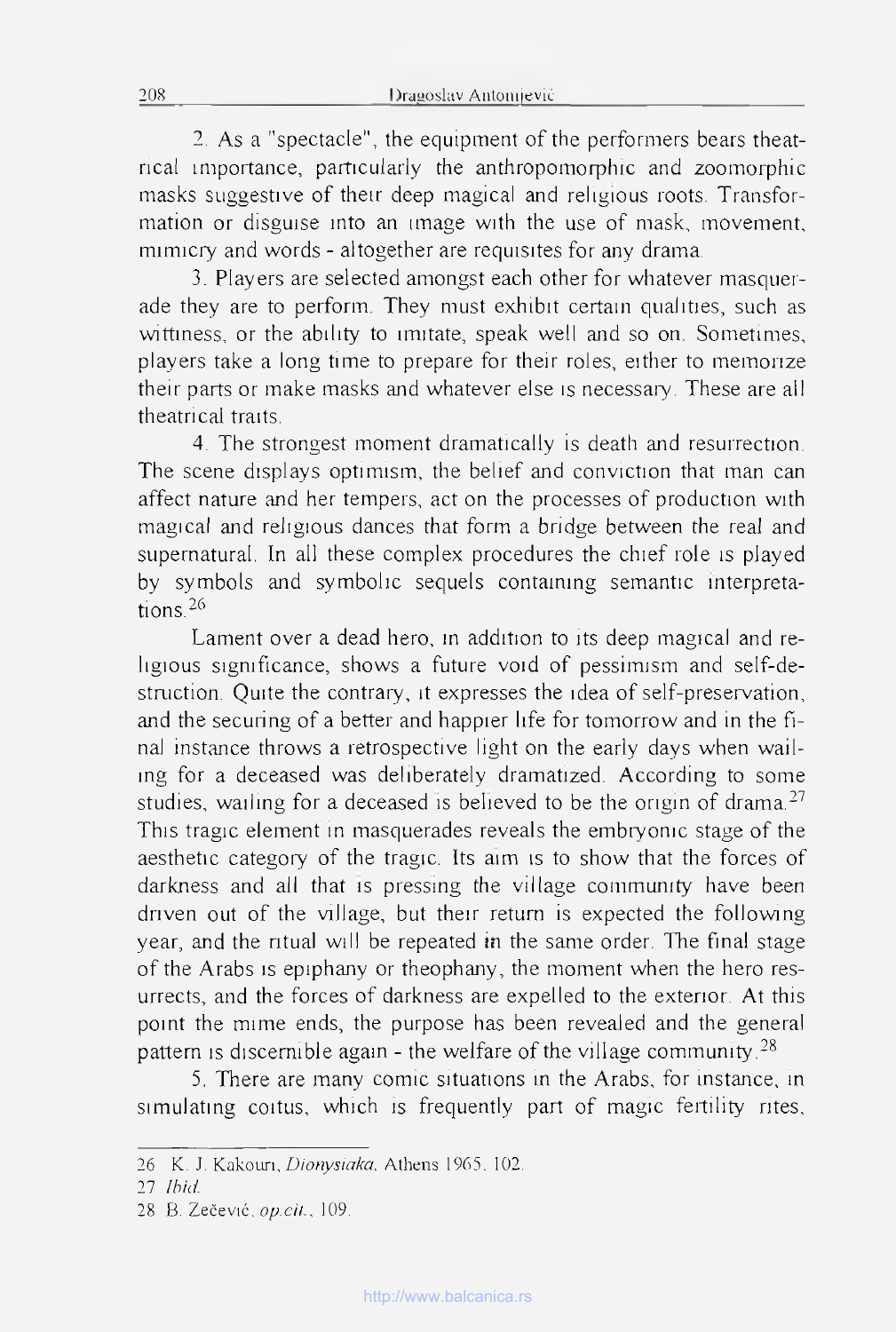2. As a "spectacle", the equipment of the performers bears theatrical importance, particularly the anthropomorphic and zoomorphic masks suggestive of their deep magical and religious roots. Transformation or disguise into an image with the use of mask, movement, mimicry and words - altogether are requisites for any drama.

3. Players are selected amongst each other for whatever masquerade they are to perform. They must exhibit certain qualities, such as wittiness, or the ability to imitate, speak well and so on. Sometimes, players take a long time to prepare for their roles, either to memorize their parts or make masks and whatever else is necessary. These are all theatrical traits.

4. The strongest moment dramatically is death and resurrection. The scene displays optimism, the belief and conviction that man can affect nature and her tempers, act on the processes of production with magical and religious dances that form a bridge between the real and supernatural. In all these complex procedures the chief role is played by symbols and symbolic sequels containing semantic interpretations.[26]

Lament over a dead hero, in addition to its deep magical and religious significance, shows a future void of pessimism and self-destruction. Quite the contrary, it expresses the idea of self-preservation, and the securing of a better and happier life for tomorrow and in the final instance throws a retrospective light on the early days when wailing for a deceased was deliberately dramatized. According to some studies, wailing for a deceased is believed to be the origin of drama.[27] This tragic element in masquerades reveals the embryonic stage of the aesthetic category of the tragic. Its aim is to show that the forces of darkness and all that is pressing the village community have been driven out of the village, but their return is expected the following year, and the ritual will be repeated in the same order. The final stage of the Arabs is epiphany or theophany, the moment when the hero resurrects, and the forces of darkness are expelled to the exterior. At this point the mime ends, the purpose has been revealed and the general pattern is discernible again - the welfare of the village community.[28]

5. There are many comic situations in the Arabs, for instance, in simulating coitus, which is frequently part of magic fertility rites,

---

26 K. J. Kakouri, *Dionysiaka*, Athens 1965, 102.

27 *Ibid.*

28 B. Zečević, *op.cit.*, 109.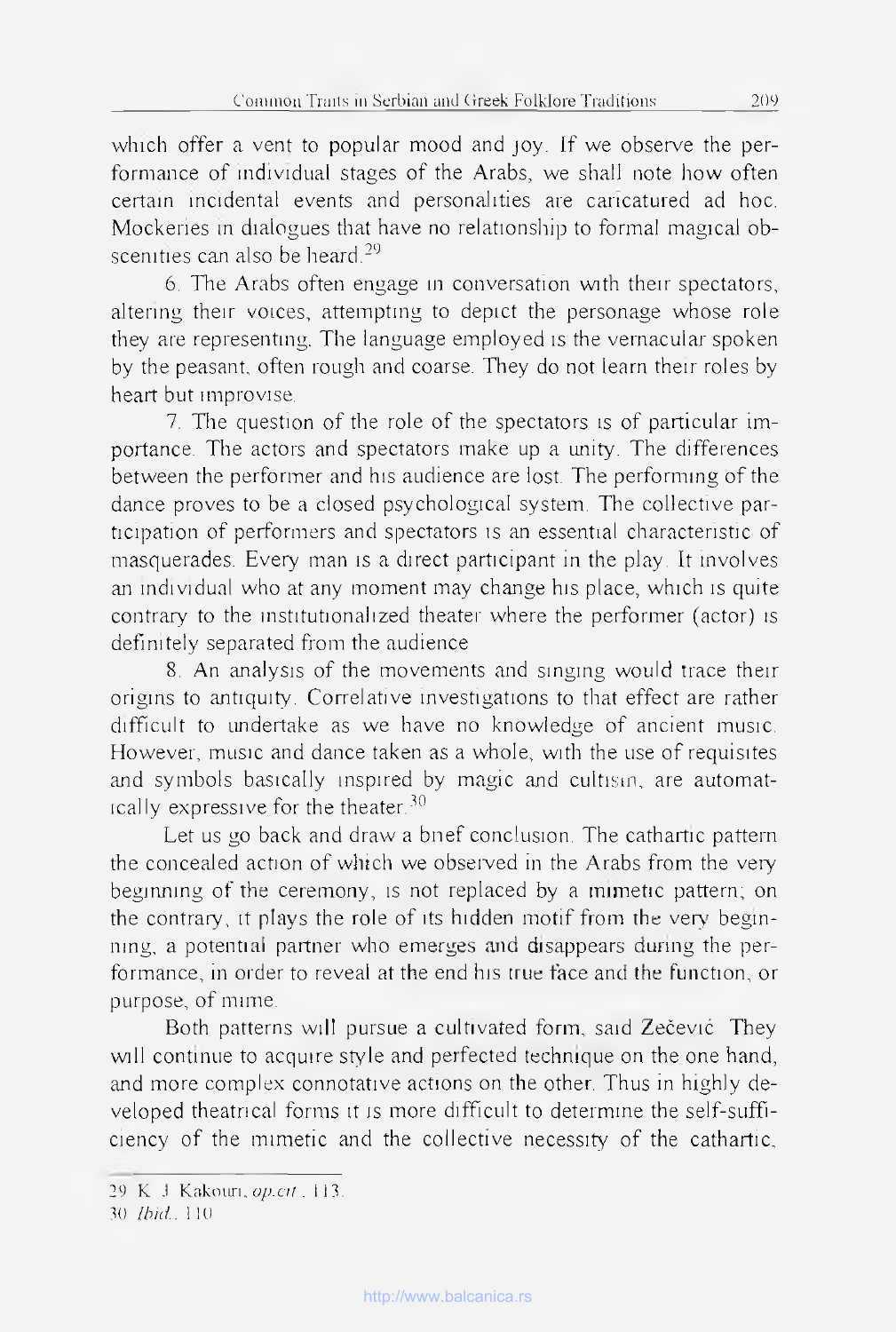which offer a vent to popular mood and joy. If we observe the performance of individual stages of the Arabs, we shall note how often certain incidental events and personalities are caricatured ad hoc. Mockeries in dialogues that have no relationship to formal magical obscenities can also be heard.[29]

6. The Arabs often engage in conversation with their spectators, altering their voices, attempting to depict the personage whose role they are representing. The language employed is the vernacular spoken by the peasant, often rough and coarse. They do not learn their roles by heart but improvise.

7. The question of the role of the spectators is of particular importance. The actors and spectators make up a unity. The differences between the performer and his audience are lost. The performing of the dance proves to be a closed psychological system. The collective participation of performers and spectators is an essential characteristic of masquerades. Every man is a direct participant in the play. It involves an individual who at any moment may change his place, which is quite contrary to the institutionalized theater where the performer (actor) is definitely separated from the audience.

8. An analysis of the movements and singing would trace their origins to antiquity. Correlative investigations to that effect are rather difficult to undertake as we have no knowledge of ancient music. However, music and dance taken as a whole, with the use of requisites and symbols basically inspired by magic and cultism, are automatically expressive for the theater.[30]

Let us go back and draw a brief conclusion. The cathartic pattern the concealed action of which we observed in the Arabs from the very beginning of the ceremony, is not replaced by a mimetic pattern; on the contrary, it plays the role of its hidden motif from the very beginning, a potential partner who emerges and disappears during the performance, in order to reveal at the end his true face and the function, or purpose, of mime.

Both patterns will pursue a cultivated form, said Zečević. They will continue to acquire style and perfected technique on the one hand, and more complex connotative actions on the other. Thus in highly developed theatrical forms it is more difficult to determine the self-sufficiency of the mimetic and the collective necessity of the cathartic,

---

29 K. J. Kakouri, *op.cit.*, 113.

30 *Ibid.*, 110.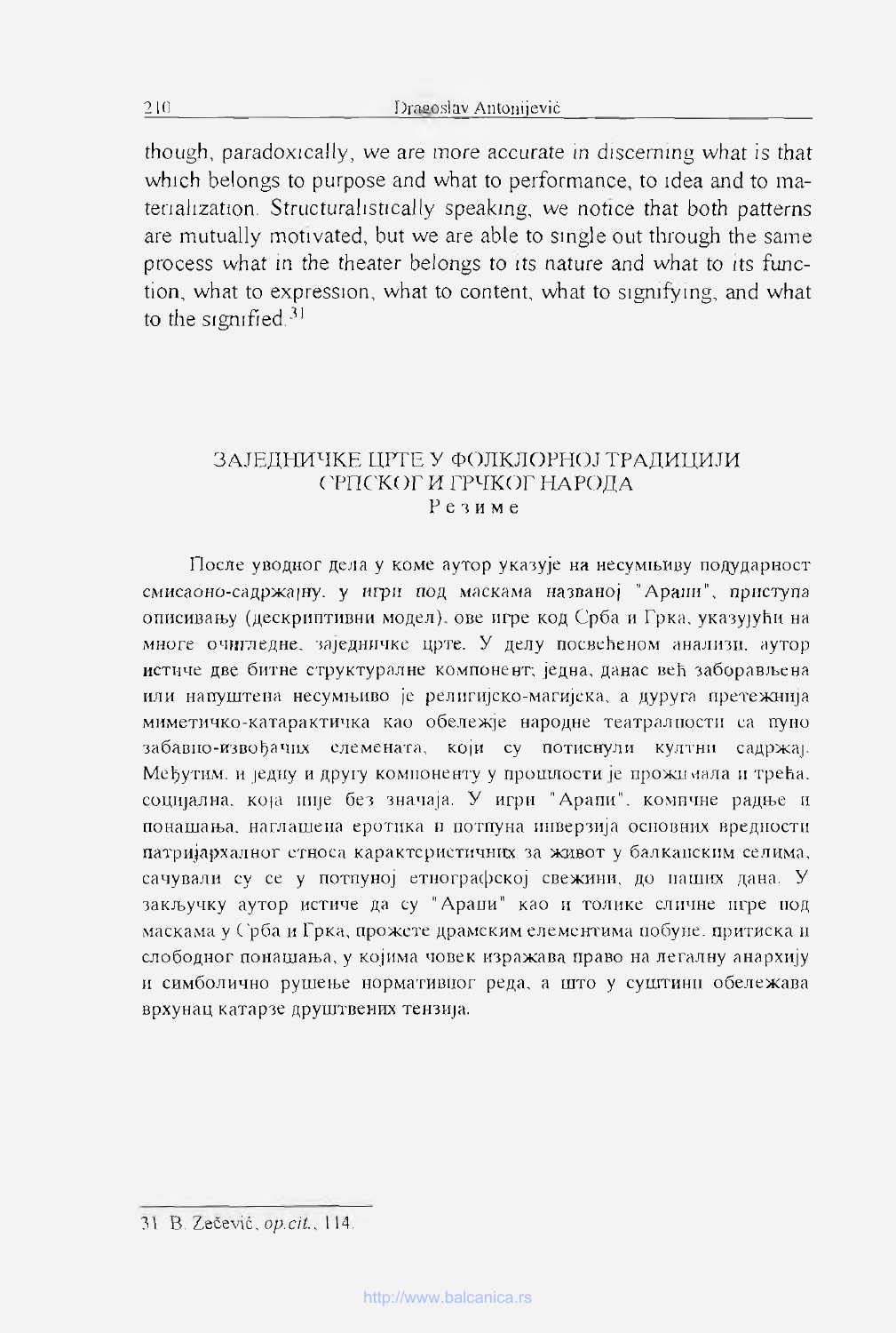though, paradoxically, we are more accurate in discerning what is that which belongs to purpose and what to performance, to idea and to materialization. Structuralistically speaking, we notice that both patterns are mutually motivated, but we are able to single out through the same process what in the theater belongs to its nature and what to its function, what to expression, what to content, what to signifying, and what to the signified.[31]

## ЗАЈЕДНИЧКЕ ЦРТЕ У ФОЛКЛОРНОЈ ТРАДИЦИЈИ СРПСКОГ И ГРЧКОГ НАРОДА

### Резиме

После уводног дела у коме аутор указује на несумњиву подударност смисаоно-садржајну, у игри под маскама названој "Арапи", приступа описивању (дескриптивни модел), ове игре код Срба и Грка, указујући на многе очигледне, заједничке црте. У делу посвећеном анализи, аутор истиче две битне структуралне компонент; једна, данас већ заборављена или напуштена несумњиво је религијско-магијска, а дуруга претежнија миметичко-катарактичка као обележје народне театралности са пуно забавно-извођачих елемената, који су потиснули култни садржај. Међутим, и једну и другу компоненту у прошлости је прожимала и трећа, социјална, која није без значаја. У игри "Арапи", комичне радње и понашања, наглашена еротика и потпуна инверзија основних вредности патријархалног етноса карактеристичних за живот у балканским селима, сачували су се у потпуној етнографској свежини, до наших дана. У закључку аутор истиче да су "Арапи" као и толике сличне игре под маскама у Срба и Грка, прожете драмским елементима побуне, притиска и слободног понашања, у којима човек изражава право на легалну анархију и симболично рушење нормативног реда, а што у суштини обележава врхунац катарзе друштвених тензија.

---

31 B. Zečević, *op.cit.*, 114.